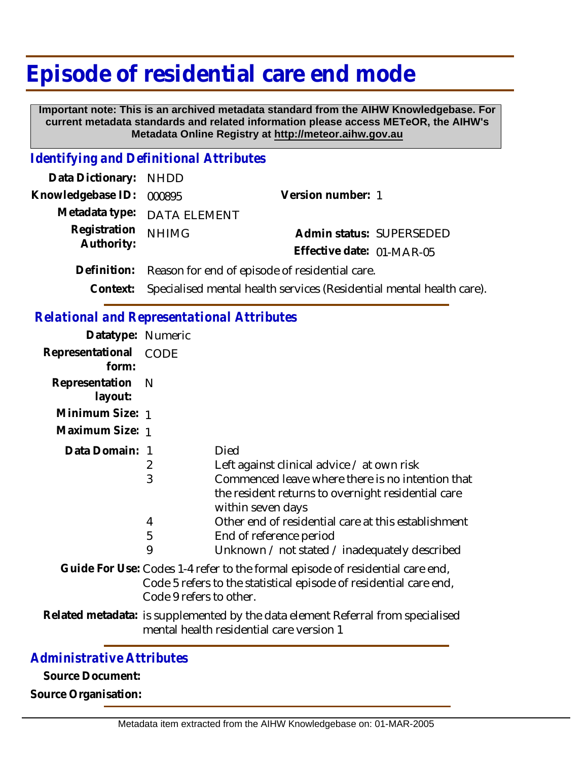# Episode of residential care end mode

**Important note: This is an archived metadata standard from the AIHW Knowledgebase. For current metadata standards and related information please access METeOR, the AIHW's Metadata Online Registry at http://meteor.aihw.gov.au**

## *Identifying and Definitional Attributes*

**Data Dictionary:** NHDD

**Knowledgebase ID:** 000895

**Version number:** 1

**Metadata type:** DATA ELEMENT

**Registration Authority:** NHIMG

**Admin status:** SUPERSEDED

**Effective date:** 01-MAR-05

**Definition:** Reason for end of episode of residential care.

**Context:** Specialised mental health services (Residential mental health care).

## *Relational and Representational Attributes*

**Datatype:** Numeric

**Representational form:** CODE

**Representation layout:** N

**Minimum Size:** 1

**Maximum Size:** 1

**Data Domain:**

| | |
|---|---|
| 1 | Died |
| 2 | Left against clinical advice / at own risk |
| 3 | Commenced leave where there is no intention that the resident returns to overnight residential care within seven days |
| 4 | Other end of residential care at this establishment |
| 5 | End of reference period |
| 9 | Unknown / not stated / inadequately described |

**Guide For Use:** Codes 1-4 refer to the formal episode of residential care end, Code 5 refers to the statistical episode of residential care end, Code 9 refers to other.

**Related metadata:** is supplemented by the data element Referral from specialised mental health residential care version 1

## *Administrative Attributes*

**Source Document:**

**Source Organisation:**

Metadata item extracted from the AIHW Knowledgebase on: 01-MAR-2005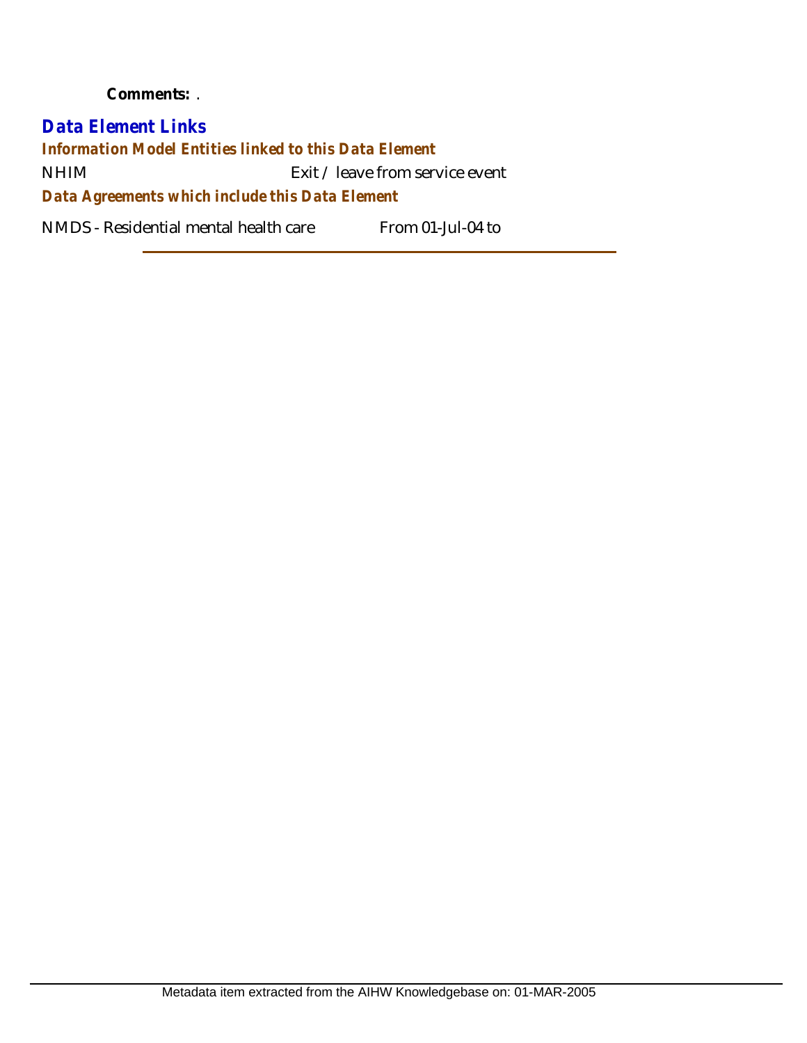**Comments:** .

## Data Element Links

### *Information Model Entities linked to this Data Element*

| | |
|---|---|
| NHIM | Exit / leave from service event |

### *Data Agreements which include this Data Element*

| | |
|---|---|
| NMDS - Residential mental health care | From 01-Jul-04 to |